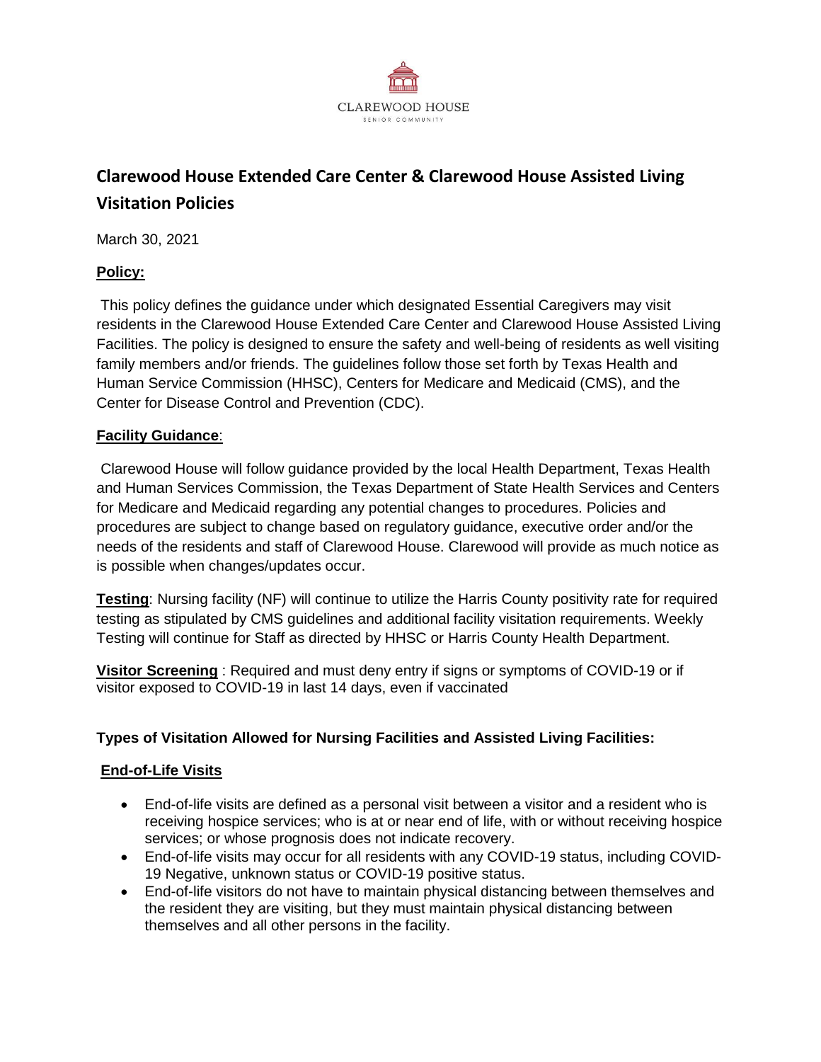CLAREWOOD HOUSE
SENIOR COMMUNITY

# Clarewood House Extended Care Center & Clarewood House Assisted Living Visitation Policies

March 30, 2021

## Policy:

This policy defines the guidance under which designated Essential Caregivers may visit residents in the Clarewood House Extended Care Center and Clarewood House Assisted Living Facilities. The policy is designed to ensure the safety and well-being of residents as well visiting family members and/or friends. The guidelines follow those set forth by Texas Health and Human Service Commission (HHSC), Centers for Medicare and Medicaid (CMS), and the Center for Disease Control and Prevention (CDC).

## Facility Guidance:

Clarewood House will follow guidance provided by the local Health Department, Texas Health and Human Services Commission, the Texas Department of State Health Services and Centers for Medicare and Medicaid regarding any potential changes to procedures. Policies and procedures are subject to change based on regulatory guidance, executive order and/or the needs of the residents and staff of Clarewood House. Clarewood will provide as much notice as is possible when changes/updates occur.

**Testing**: Nursing facility (NF) will continue to utilize the Harris County positivity rate for required testing as stipulated by CMS guidelines and additional facility visitation requirements. Weekly Testing will continue for Staff as directed by HHSC or Harris County Health Department.

**Visitor Screening** : Required and must deny entry if signs or symptoms of COVID-19 or if visitor exposed to COVID-19 in last 14 days, even if vaccinated

### Types of Visitation Allowed for Nursing Facilities and Assisted Living Facilities:

#### End-of-Life Visits

- End-of-life visits are defined as a personal visit between a visitor and a resident who is receiving hospice services; who is at or near end of life, with or without receiving hospice services; or whose prognosis does not indicate recovery.
- End-of-life visits may occur for all residents with any COVID-19 status, including COVID-19 Negative, unknown status or COVID-19 positive status.
- End-of-life visitors do not have to maintain physical distancing between themselves and the resident they are visiting, but they must maintain physical distancing between themselves and all other persons in the facility.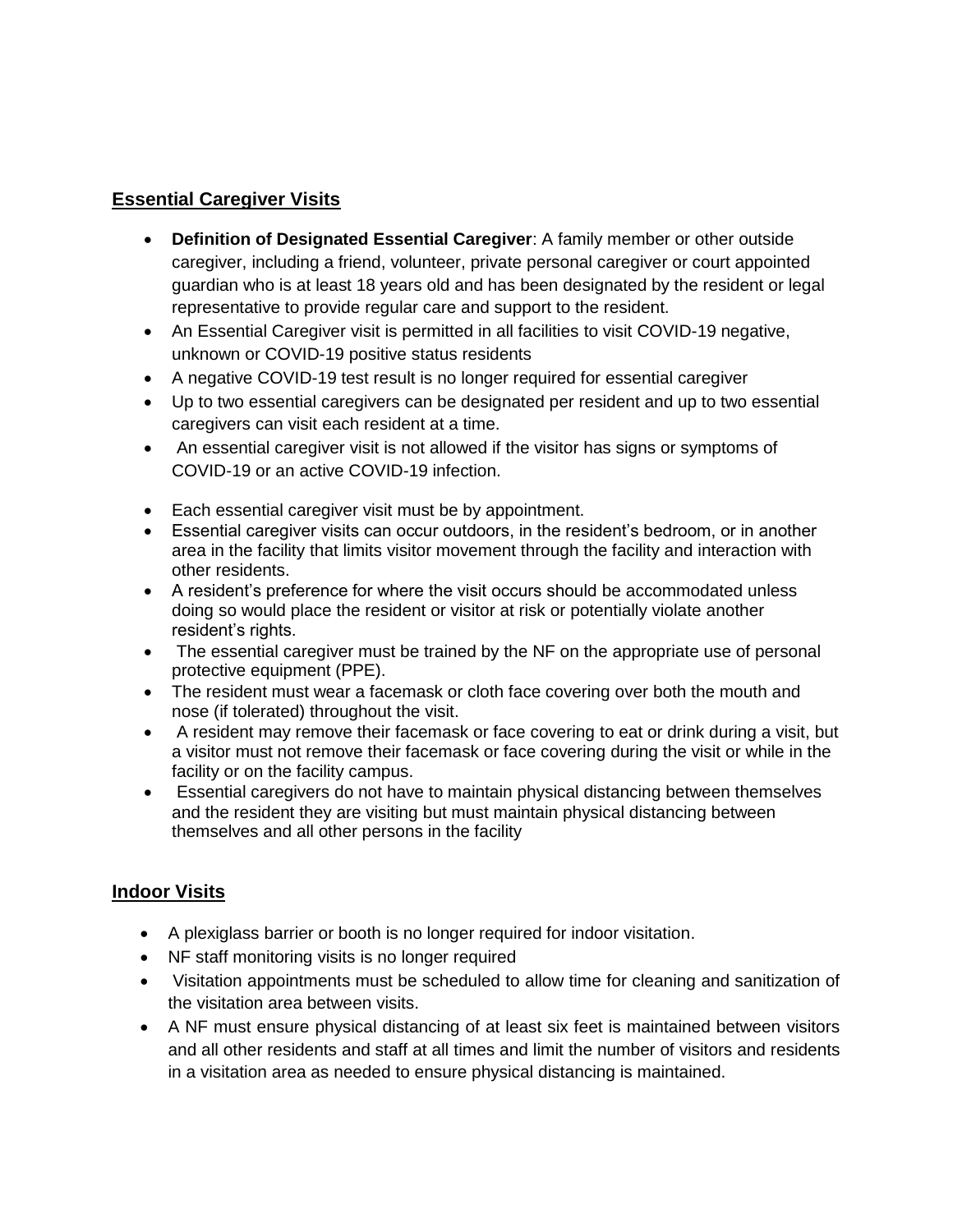## Essential Caregiver Visits

- **Definition of Designated Essential Caregiver**: A family member or other outside caregiver, including a friend, volunteer, private personal caregiver or court appointed guardian who is at least 18 years old and has been designated by the resident or legal representative to provide regular care and support to the resident.
- An Essential Caregiver visit is permitted in all facilities to visit COVID-19 negative, unknown or COVID-19 positive status residents
- A negative COVID-19 test result is no longer required for essential caregiver
- Up to two essential caregivers can be designated per resident and up to two essential caregivers can visit each resident at a time.
- An essential caregiver visit is not allowed if the visitor has signs or symptoms of COVID-19 or an active COVID-19 infection.
- Each essential caregiver visit must be by appointment.
- Essential caregiver visits can occur outdoors, in the resident's bedroom, or in another area in the facility that limits visitor movement through the facility and interaction with other residents.
- A resident's preference for where the visit occurs should be accommodated unless doing so would place the resident or visitor at risk or potentially violate another resident's rights.
- The essential caregiver must be trained by the NF on the appropriate use of personal protective equipment (PPE).
- The resident must wear a facemask or cloth face covering over both the mouth and nose (if tolerated) throughout the visit.
- A resident may remove their facemask or face covering to eat or drink during a visit, but a visitor must not remove their facemask or face covering during the visit or while in the facility or on the facility campus.
- Essential caregivers do not have to maintain physical distancing between themselves and the resident they are visiting but must maintain physical distancing between themselves and all other persons in the facility

## Indoor Visits

- A plexiglass barrier or booth is no longer required for indoor visitation.
- NF staff monitoring visits is no longer required
- Visitation appointments must be scheduled to allow time for cleaning and sanitization of the visitation area between visits.
- A NF must ensure physical distancing of at least six feet is maintained between visitors and all other residents and staff at all times and limit the number of visitors and residents in a visitation area as needed to ensure physical distancing is maintained.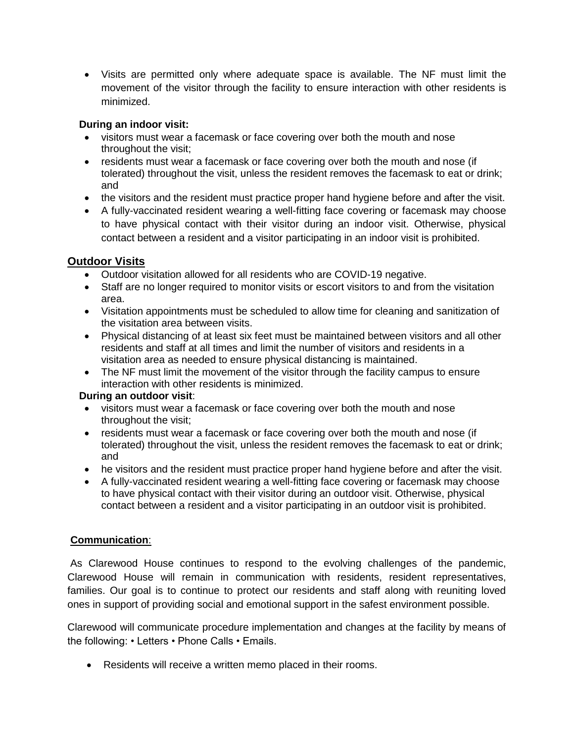- Visits are permitted only where adequate space is available. The NF must limit the movement of the visitor through the facility to ensure interaction with other residents is minimized.

**During an indoor visit:**

- visitors must wear a facemask or face covering over both the mouth and nose throughout the visit;
- residents must wear a facemask or face covering over both the mouth and nose (if tolerated) throughout the visit, unless the resident removes the facemask to eat or drink; and
- the visitors and the resident must practice proper hand hygiene before and after the visit.
- A fully-vaccinated resident wearing a well-fitting face covering or facemask may choose to have physical contact with their visitor during an indoor visit. Otherwise, physical contact between a resident and a visitor participating in an indoor visit is prohibited.

## Outdoor Visits

- Outdoor visitation allowed for all residents who are COVID-19 negative.
- Staff are no longer required to monitor visits or escort visitors to and from the visitation area.
- Visitation appointments must be scheduled to allow time for cleaning and sanitization of the visitation area between visits.
- Physical distancing of at least six feet must be maintained between visitors and all other residents and staff at all times and limit the number of visitors and residents in a visitation area as needed to ensure physical distancing is maintained.
- The NF must limit the movement of the visitor through the facility campus to ensure interaction with other residents is minimized.

**During an outdoor visit**:

- visitors must wear a facemask or face covering over both the mouth and nose throughout the visit;
- residents must wear a facemask or face covering over both the mouth and nose (if tolerated) throughout the visit, unless the resident removes the facemask to eat or drink; and
- he visitors and the resident must practice proper hand hygiene before and after the visit.
- A fully-vaccinated resident wearing a well-fitting face covering or facemask may choose to have physical contact with their visitor during an outdoor visit. Otherwise, physical contact between a resident and a visitor participating in an outdoor visit is prohibited.

## Communication:

As Clarewood House continues to respond to the evolving challenges of the pandemic, Clarewood House will remain in communication with residents, resident representatives, families. Our goal is to continue to protect our residents and staff along with reuniting loved ones in support of providing social and emotional support in the safest environment possible.

Clarewood will communicate procedure implementation and changes at the facility by means of the following: • Letters • Phone Calls • Emails.

- Residents will receive a written memo placed in their rooms.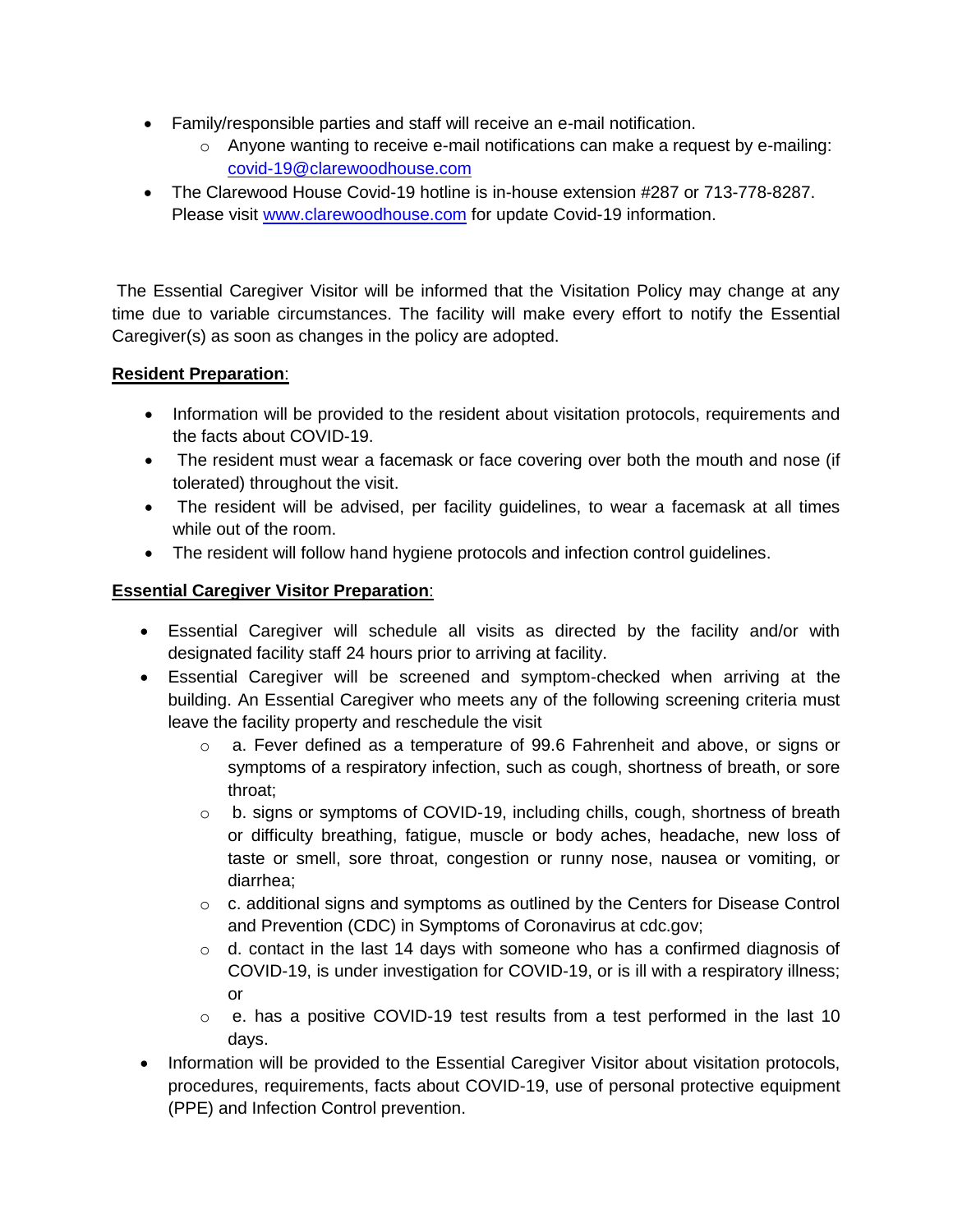- Family/responsible parties and staff will receive an e-mail notification.
  - Anyone wanting to receive e-mail notifications can make a request by e-mailing: covid-19@clarewoodhouse.com
- The Clarewood House Covid-19 hotline is in-house extension #287 or 713-778-8287. Please visit www.clarewoodhouse.com for update Covid-19 information.

The Essential Caregiver Visitor will be informed that the Visitation Policy may change at any time due to variable circumstances. The facility will make every effort to notify the Essential Caregiver(s) as soon as changes in the policy are adopted.

**Resident Preparation**:

- Information will be provided to the resident about visitation protocols, requirements and the facts about COVID-19.
- The resident must wear a facemask or face covering over both the mouth and nose (if tolerated) throughout the visit.
- The resident will be advised, per facility guidelines, to wear a facemask at all times while out of the room.
- The resident will follow hand hygiene protocols and infection control guidelines.

**Essential Caregiver Visitor Preparation**:

- Essential Caregiver will schedule all visits as directed by the facility and/or with designated facility staff 24 hours prior to arriving at facility.
- Essential Caregiver will be screened and symptom-checked when arriving at the building. An Essential Caregiver who meets any of the following screening criteria must leave the facility property and reschedule the visit
  - a. Fever defined as a temperature of 99.6 Fahrenheit and above, or signs or symptoms of a respiratory infection, such as cough, shortness of breath, or sore throat;
  - b. signs or symptoms of COVID-19, including chills, cough, shortness of breath or difficulty breathing, fatigue, muscle or body aches, headache, new loss of taste or smell, sore throat, congestion or runny nose, nausea or vomiting, or diarrhea;
  - c. additional signs and symptoms as outlined by the Centers for Disease Control and Prevention (CDC) in Symptoms of Coronavirus at cdc.gov;
  - d. contact in the last 14 days with someone who has a confirmed diagnosis of COVID-19, is under investigation for COVID-19, or is ill with a respiratory illness; or
  - e. has a positive COVID-19 test results from a test performed in the last 10 days.
- Information will be provided to the Essential Caregiver Visitor about visitation protocols, procedures, requirements, facts about COVID-19, use of personal protective equipment (PPE) and Infection Control prevention.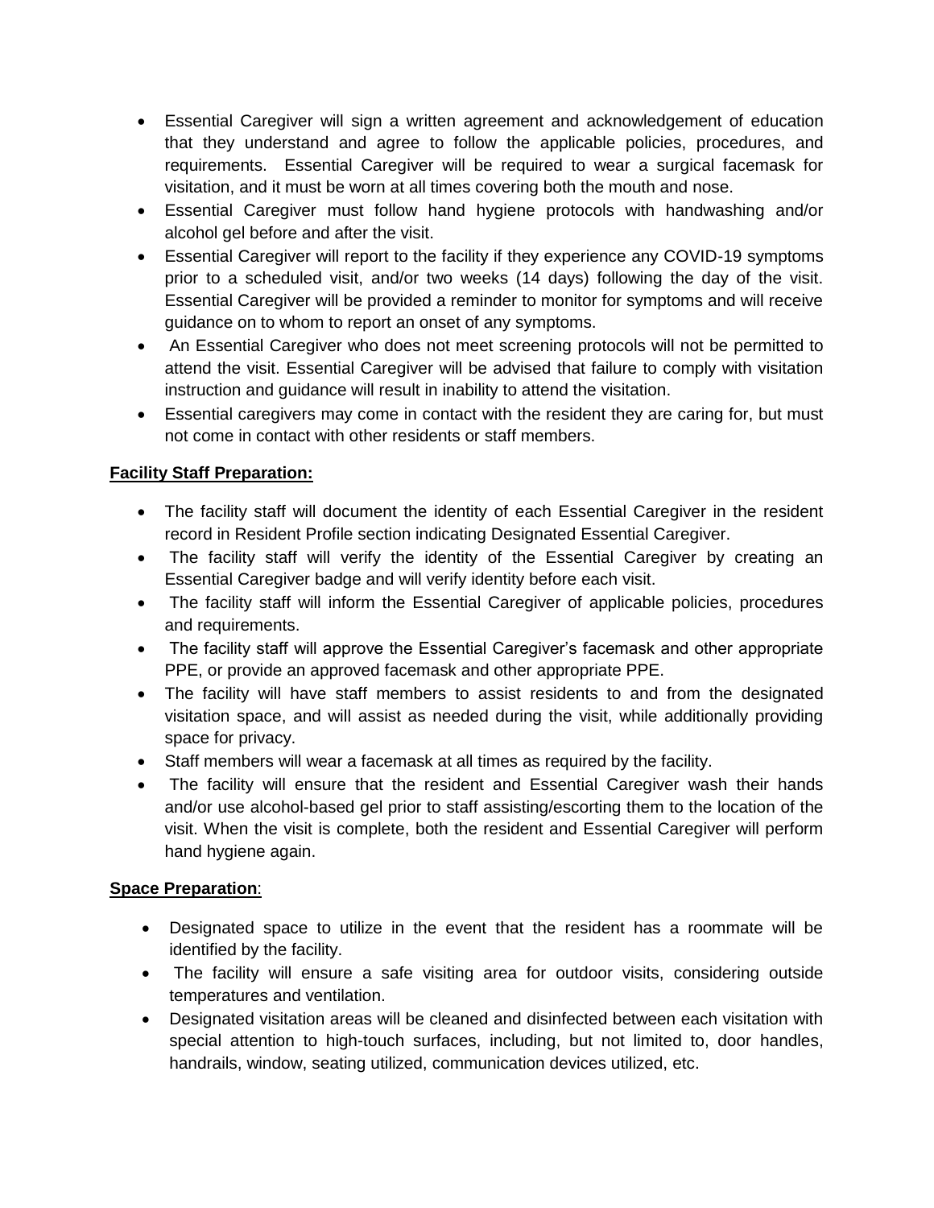- Essential Caregiver will sign a written agreement and acknowledgement of education that they understand and agree to follow the applicable policies, procedures, and requirements. Essential Caregiver will be required to wear a surgical facemask for visitation, and it must be worn at all times covering both the mouth and nose.
- Essential Caregiver must follow hand hygiene protocols with handwashing and/or alcohol gel before and after the visit.
- Essential Caregiver will report to the facility if they experience any COVID-19 symptoms prior to a scheduled visit, and/or two weeks (14 days) following the day of the visit. Essential Caregiver will be provided a reminder to monitor for symptoms and will receive guidance on to whom to report an onset of any symptoms.
- An Essential Caregiver who does not meet screening protocols will not be permitted to attend the visit. Essential Caregiver will be advised that failure to comply with visitation instruction and guidance will result in inability to attend the visitation.
- Essential caregivers may come in contact with the resident they are caring for, but must not come in contact with other residents or staff members.

**Facility Staff Preparation:**

- The facility staff will document the identity of each Essential Caregiver in the resident record in Resident Profile section indicating Designated Essential Caregiver.
- The facility staff will verify the identity of the Essential Caregiver by creating an Essential Caregiver badge and will verify identity before each visit.
- The facility staff will inform the Essential Caregiver of applicable policies, procedures and requirements.
- The facility staff will approve the Essential Caregiver's facemask and other appropriate PPE, or provide an approved facemask and other appropriate PPE.
- The facility will have staff members to assist residents to and from the designated visitation space, and will assist as needed during the visit, while additionally providing space for privacy.
- Staff members will wear a facemask at all times as required by the facility.
- The facility will ensure that the resident and Essential Caregiver wash their hands and/or use alcohol-based gel prior to staff assisting/escorting them to the location of the visit. When the visit is complete, both the resident and Essential Caregiver will perform hand hygiene again.

**Space Preparation**:

- Designated space to utilize in the event that the resident has a roommate will be identified by the facility.
- The facility will ensure a safe visiting area for outdoor visits, considering outside temperatures and ventilation.
- Designated visitation areas will be cleaned and disinfected between each visitation with special attention to high-touch surfaces, including, but not limited to, door handles, handrails, window, seating utilized, communication devices utilized, etc.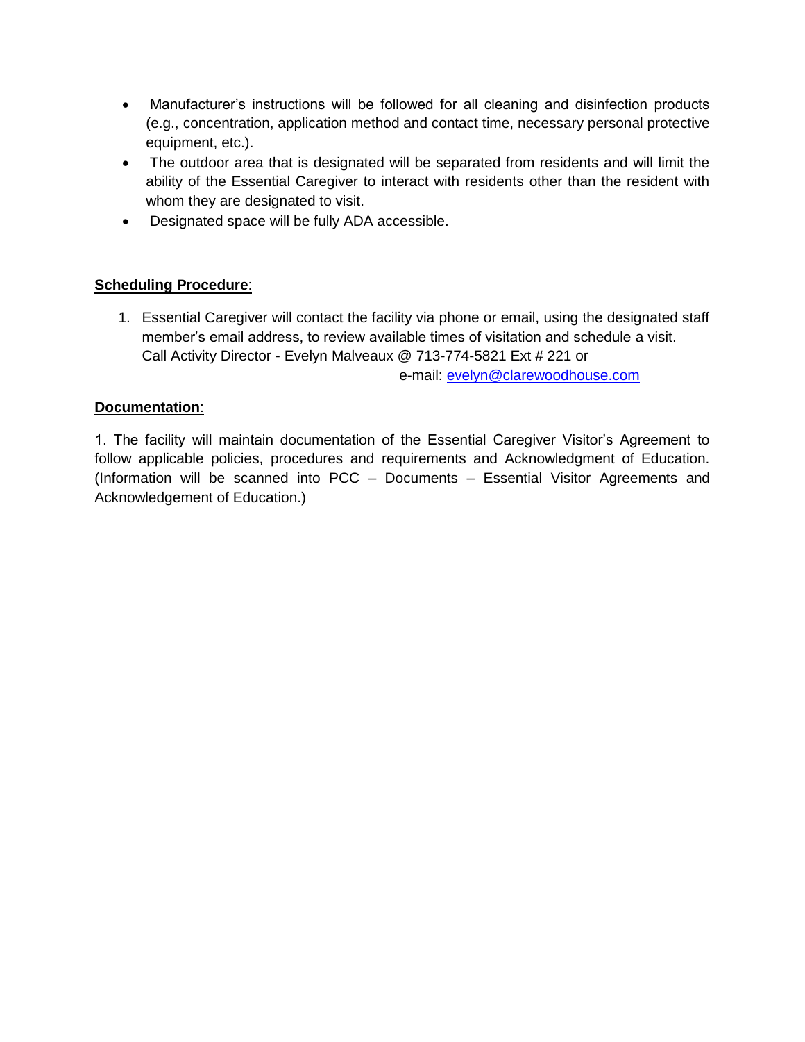- Manufacturer's instructions will be followed for all cleaning and disinfection products (e.g., concentration, application method and contact time, necessary personal protective equipment, etc.).
- The outdoor area that is designated will be separated from residents and will limit the ability of the Essential Caregiver to interact with residents other than the resident with whom they are designated to visit.
- Designated space will be fully ADA accessible.

**Scheduling Procedure**:

1. Essential Caregiver will contact the facility via phone or email, using the designated staff member's email address, to review available times of visitation and schedule a visit.
   Call Activity Director - Evelyn Malveaux @ 713-774-5821 Ext # 221 or
   e-mail: evelyn@clarewoodhouse.com

**Documentation**:

1. The facility will maintain documentation of the Essential Caregiver Visitor's Agreement to follow applicable policies, procedures and requirements and Acknowledgment of Education. (Information will be scanned into PCC – Documents – Essential Visitor Agreements and Acknowledgement of Education.)